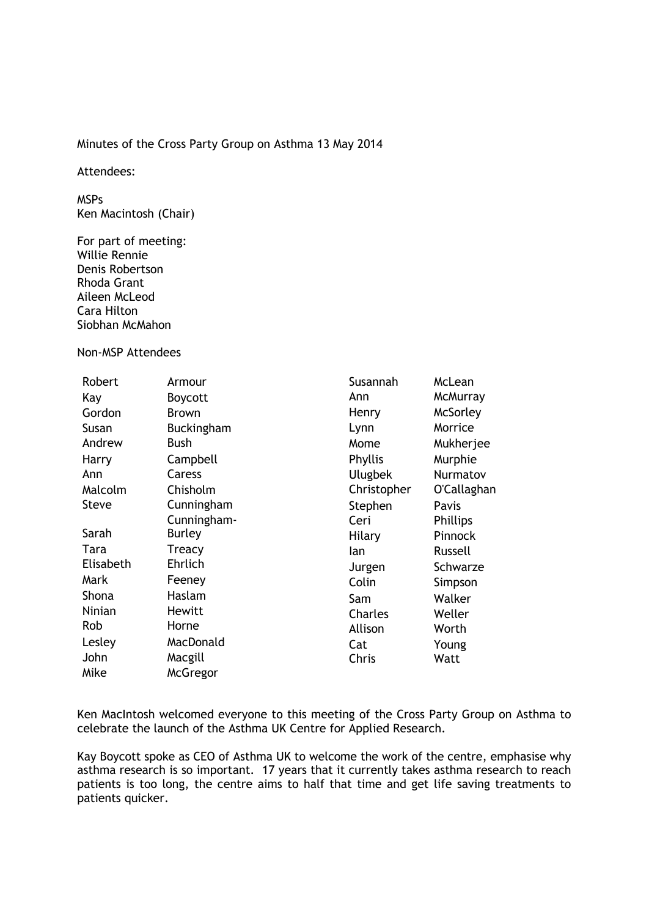Minutes of the Cross Party Group on Asthma 13 May 2014

Attendees:

MSPs
Ken Macintosh (Chair)

For part of meeting:
Willie Rennie
Denis Robertson
Rhoda Grant
Aileen McLeod
Cara Hilton
Siobhan McMahon

Non-MSP Attendees

| | | | |
|---|---|---|---|
| Robert | Armour | Susannah | McLean |
| Kay | Boycott | Ann | McMurray |
| Gordon | Brown | Henry | McSorley |
| Susan | Buckingham | Lynn | Morrice |
| Andrew | Bush | Mome | Mukherjee |
| Harry | Campbell | Phyllis | Murphie |
| Ann | Caress | Ulugbek | Nurmatov |
| Malcolm | Chisholm | Christopher | O'Callaghan |
| Steve | Cunningham | Stephen | Pavis |
| Sarah | Cunningham-Burley | Ceri | Phillips |
| Tara | Treacy | Hilary | Pinnock |
| Elisabeth | Ehrlich | Ian | Russell |
| Mark | Feeney | Jurgen | Schwarze |
| Shona | Haslam | Colin | Simpson |
| Ninian | Hewitt | Sam | Walker |
| Rob | Horne | Charles | Weller |
| Lesley | MacDonald | Allison | Worth |
| John | Macgill | Cat | Young |
| Mike | McGregor | Chris | Watt |

Ken MacIntosh welcomed everyone to this meeting of the Cross Party Group on Asthma to celebrate the launch of the Asthma UK Centre for Applied Research.

Kay Boycott spoke as CEO of Asthma UK to welcome the work of the centre, emphasise why asthma research is so important. 17 years that it currently takes asthma research to reach patients is too long, the centre aims to half that time and get life saving treatments to patients quicker.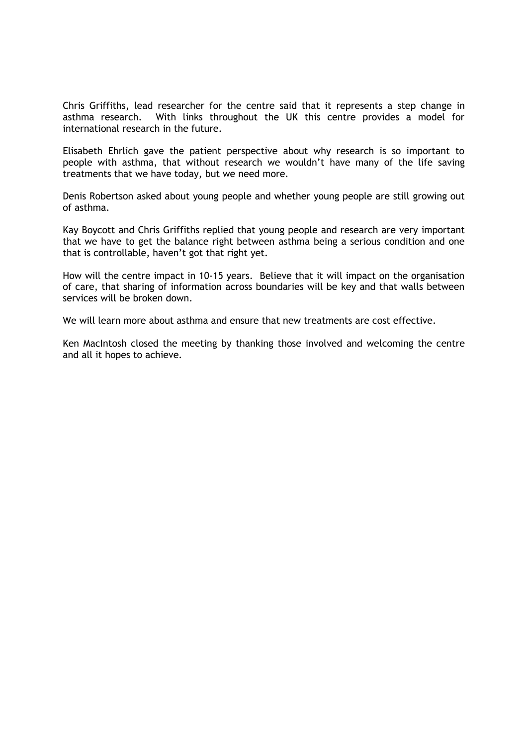Chris Griffiths, lead researcher for the centre said that it represents a step change in asthma research. With links throughout the UK this centre provides a model for international research in the future.

Elisabeth Ehrlich gave the patient perspective about why research is so important to people with asthma, that without research we wouldn't have many of the life saving treatments that we have today, but we need more.

Denis Robertson asked about young people and whether young people are still growing out of asthma.

Kay Boycott and Chris Griffiths replied that young people and research are very important that we have to get the balance right between asthma being a serious condition and one that is controllable, haven't got that right yet.

How will the centre impact in 10-15 years. Believe that it will impact on the organisation of care, that sharing of information across boundaries will be key and that walls between services will be broken down.

We will learn more about asthma and ensure that new treatments are cost effective.

Ken MacIntosh closed the meeting by thanking those involved and welcoming the centre and all it hopes to achieve.